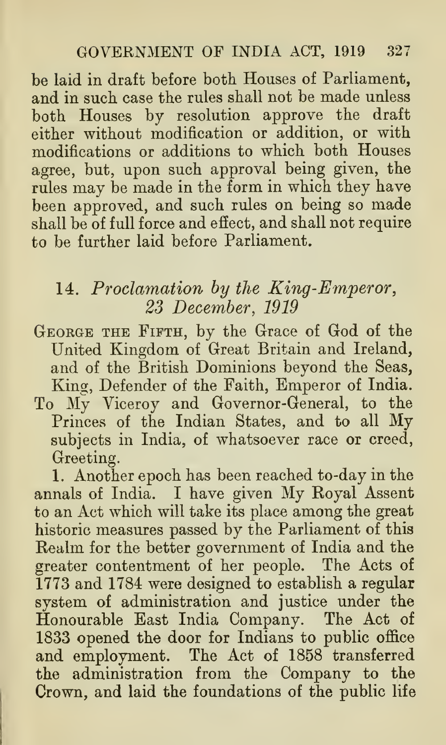be laid in draft before both Houses of Parliament, and in such case the rules shall not be made unless both Houses by resolution approve the draft either without modification or addition, or with modifications or additions to which both Houses agree, but, upon such approval being given, the rules may be made in the form in which they have been approved, and such rules on being so made shall be of full force and effect, and shall not require to be further laid before Parliament.

## 14. *Proclamation by the King-Emperor, 23 December, 1919*

George the Fifth, by the Grace of God of the United Kingdom of Great Britain and Ireland, and of the British Dominions beyond the Seas, King, Defender of the Faith, Emperor of India.

To My Viceroy and Governor-General, to the Princes of the Indian States, and to all My subjects in India, of whatsoever race or creed, Greeting.

1. Another epoch has been reached to-day in the annals of India. I have given My Royal Assent to an Act which will take its place among the great historic measures passed by the Parliament of this Realm for the better government of India and the greater contentment of her people. The Acts of 1773 and 1784 were designed to establish a regular system of administration and justice under the Honourable East India Company. The Act of 1833 opened the door for Indians to public office and employment. The Act of 1858 transferred the administration from the Company to the Crown, and laid the foundations of the public life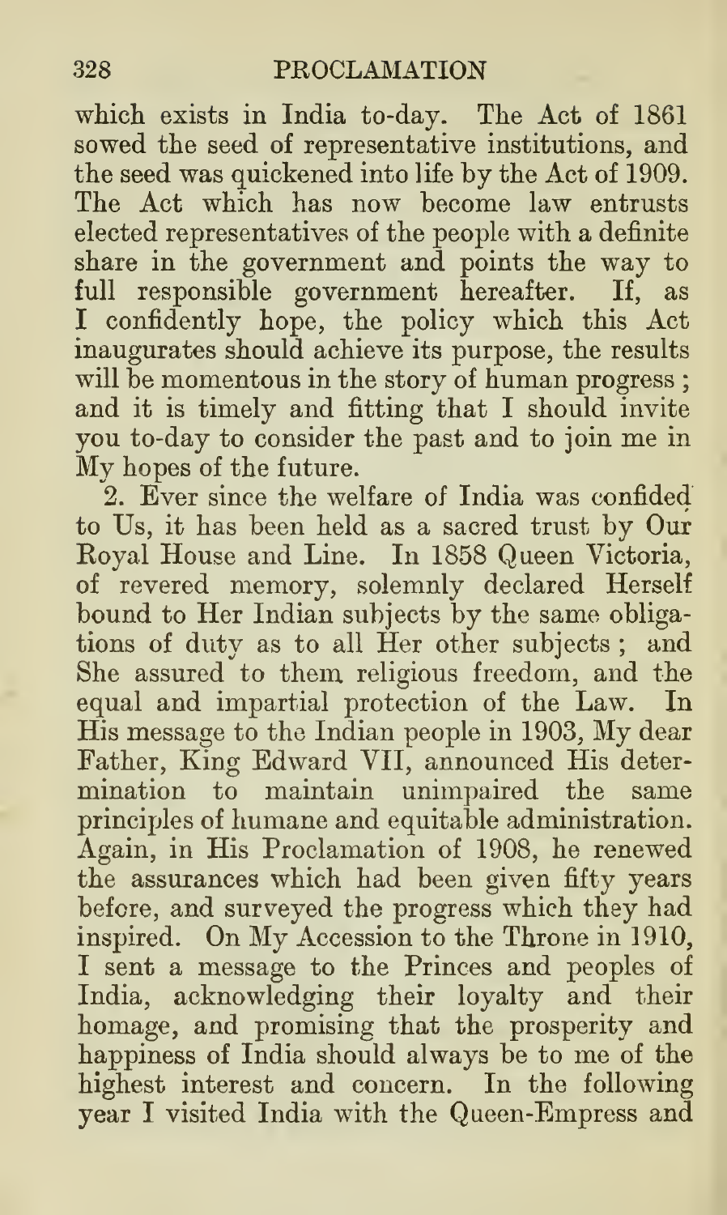which exists in India to-day. The Act of 1861 sowed the seed of representative institutions, and the seed was quickened into life by the Act of 1909. The Act which has now become law entrusts elected representatives of the people with a definite share in the government and points the way to full responsible government hereafter. If, as I confidently hope, the policy which this Act inaugurates should achieve its purpose, the results will be momentous in the story of human progress; and it is timely and fitting that I should invite you to-day to consider the past and to join me in My hopes of the future.

2. Ever since the welfare of India was confided to Us, it has been held as a sacred trust by Our Royal House and Line. In 1858 Queen Victoria, of revered memory, solemnly declared Herself bound to Her Indian subjects by the same obligations of duty as to all Her other subjects; and She assured to them religious freedom, and the equal and impartial protection of the Law. In His message to the Indian people in 1903, My dear Father, King Edward VII, announced His determination to maintain unimpaired the same principles of humane and equitable administration. Again, in His Proclamation of 1908, he renewed the assurances which had been given fifty years before, and surveyed the progress which they had inspired. On My Accession to the Throne in 1910, I sent a message to the Princes and peoples of India, acknowledging their loyalty and their homage, and promising that the prosperity and happiness of India should always be to me of the highest interest and concern. In the following year I visited India with the Queen-Empress and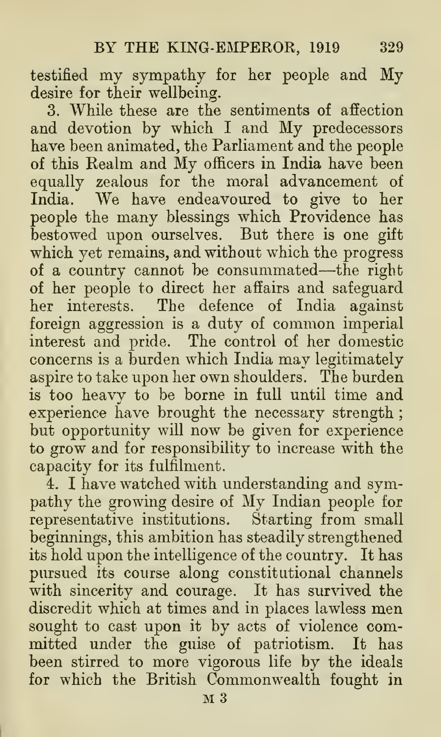testified my sympathy for her people and My desire for their wellbeing.

3. While these are the sentiments of affection and devotion by which I and My predecessors have been animated, the Parliament and the people of this Realm and My officers in India have been equally zealous for the moral advancement of India. We have endeavoured to give to her people the many blessings which Providence has bestowed upon ourselves. But there is one gift which yet remains, and without which the progress of a country cannot be consummated—the right of her people to direct her affairs and safeguard her interests. The defence of India against foreign aggression is a duty of common imperial interest and pride. The control of her domestic concerns is a burden which India may legitimately aspire to take upon her own shoulders. The burden is too heavy to be borne in full until time and experience have brought the necessary strength; but opportunity will now be given for experience to grow and for responsibility to increase with the capacity for its fulfilment.

4. I have watched with understanding and sympathy the growing desire of My Indian people for representative institutions. Starting from small beginnings, this ambition has steadily strengthened its hold upon the intelligence of the country. It has pursued its course along constitutional channels with sincerity and courage. It has survived the discredit which at times and in places lawless men sought to cast upon it by acts of violence committed under the guise of patriotism. It has been stirred to more vigorous life by the ideals for which the British Commonwealth fought in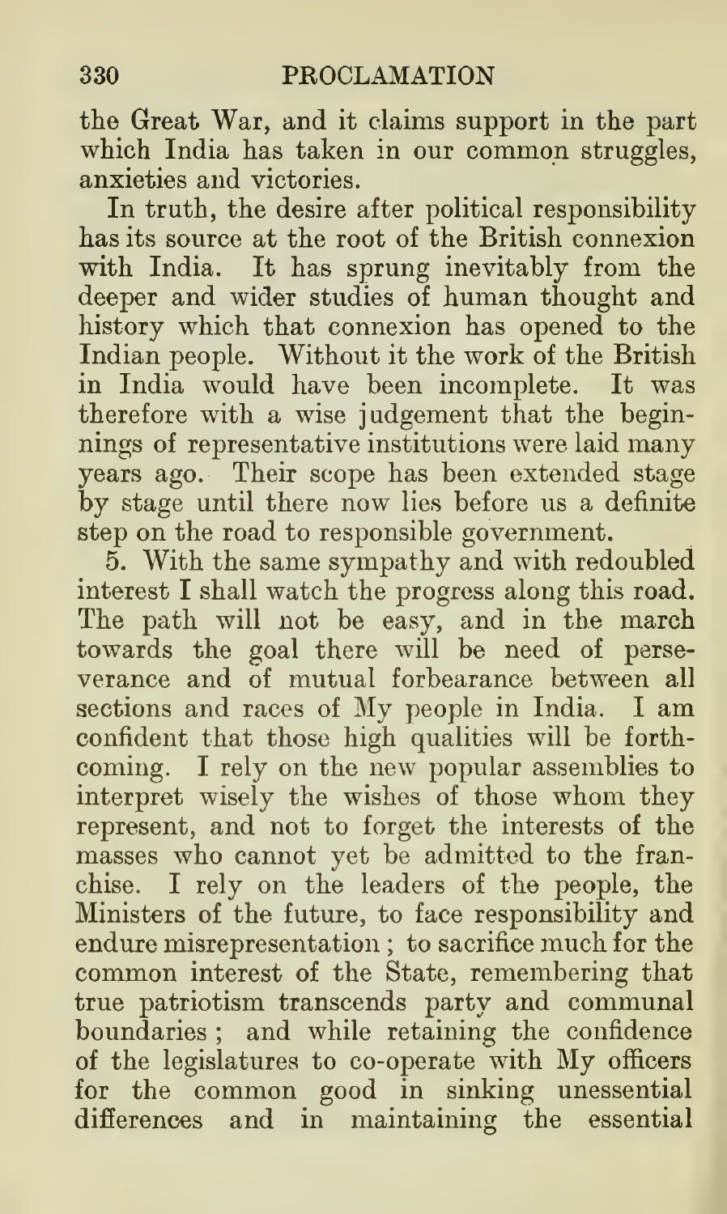the Great War, and it claims support in the part which India has taken in our common struggles, anxieties and victories.

In truth, the desire after political responsibility has its source at the root of the British connexion with India. It has sprung inevitably from the deeper and wider studies of human thought and history which that connexion has opened to the Indian people. Without it the work of the British in India would have been incomplete. It was therefore with a wise judgement that the beginnings of representative institutions were laid many years ago. Their scope has been extended stage by stage until there now lies before us a definite step on the road to responsible government.

5. With the same sympathy and with redoubled interest I shall watch the progress along this road. The path will not be easy, and in the march towards the goal there will be need of perseverance and of mutual forbearance between all sections and races of My people in India. I am confident that those high qualities will be forthcoming. I rely on the new popular assemblies to interpret wisely the wishes of those whom they represent, and not to forget the interests of the masses who cannot yet be admitted to the franchise. I rely on the leaders of the people, the Ministers of the future, to face responsibility and endure misrepresentation; to sacrifice much for the common interest of the State, remembering that true patriotism transcends party and communal boundaries; and while retaining the confidence of the legislatures to co-operate with My officers for the common good in sinking unessential differences and in maintaining the essential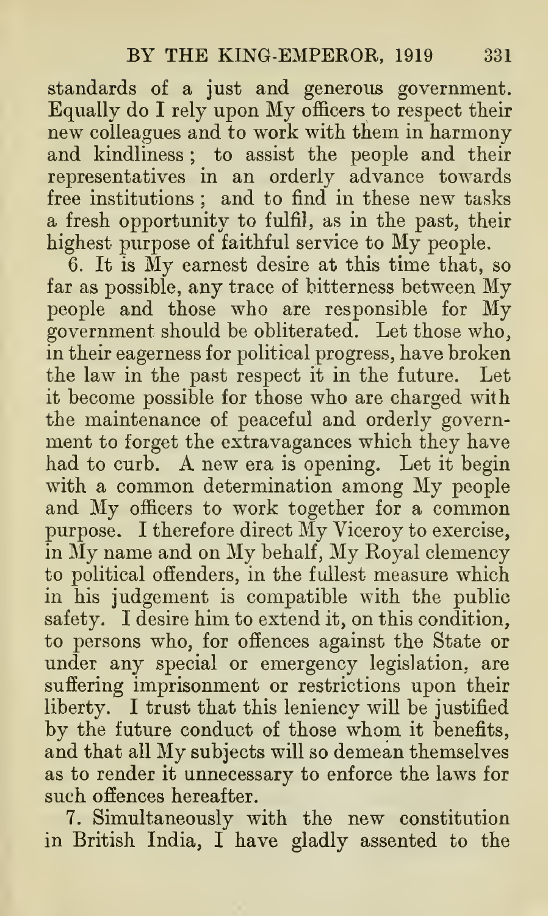standards of a just and generous government. Equally do I rely upon My officers to respect their new colleagues and to work with them in harmony and kindliness; to assist the people and their representatives in an orderly advance towards free institutions; and to find in these new tasks a fresh opportunity to fulfil, as in the past, their highest purpose of faithful service to My people.

6. It is My earnest desire at this time that, so far as possible, any trace of bitterness between My people and those who are responsible for My government should be obliterated. Let those who, in their eagerness for political progress, have broken the law in the past respect it in the future. Let it become possible for those who are charged with the maintenance of peaceful and orderly government to forget the extravagances which they have had to curb. A new era is opening. Let it begin with a common determination among My people and My officers to work together for a common purpose. I therefore direct My Viceroy to exercise, in My name and on My behalf, My Royal clemency to political offenders, in the fullest measure which in his judgement is compatible with the public safety. I desire him to extend it, on this condition, to persons who, for offences against the State or under any special or emergency legislation, are suffering imprisonment or restrictions upon their liberty. I trust that this leniency will be justified by the future conduct of those whom it benefits, and that all My subjects will so demean themselves as to render it unnecessary to enforce the laws for such offences hereafter.

7. Simultaneously with the new constitution in British India, I have gladly assented to the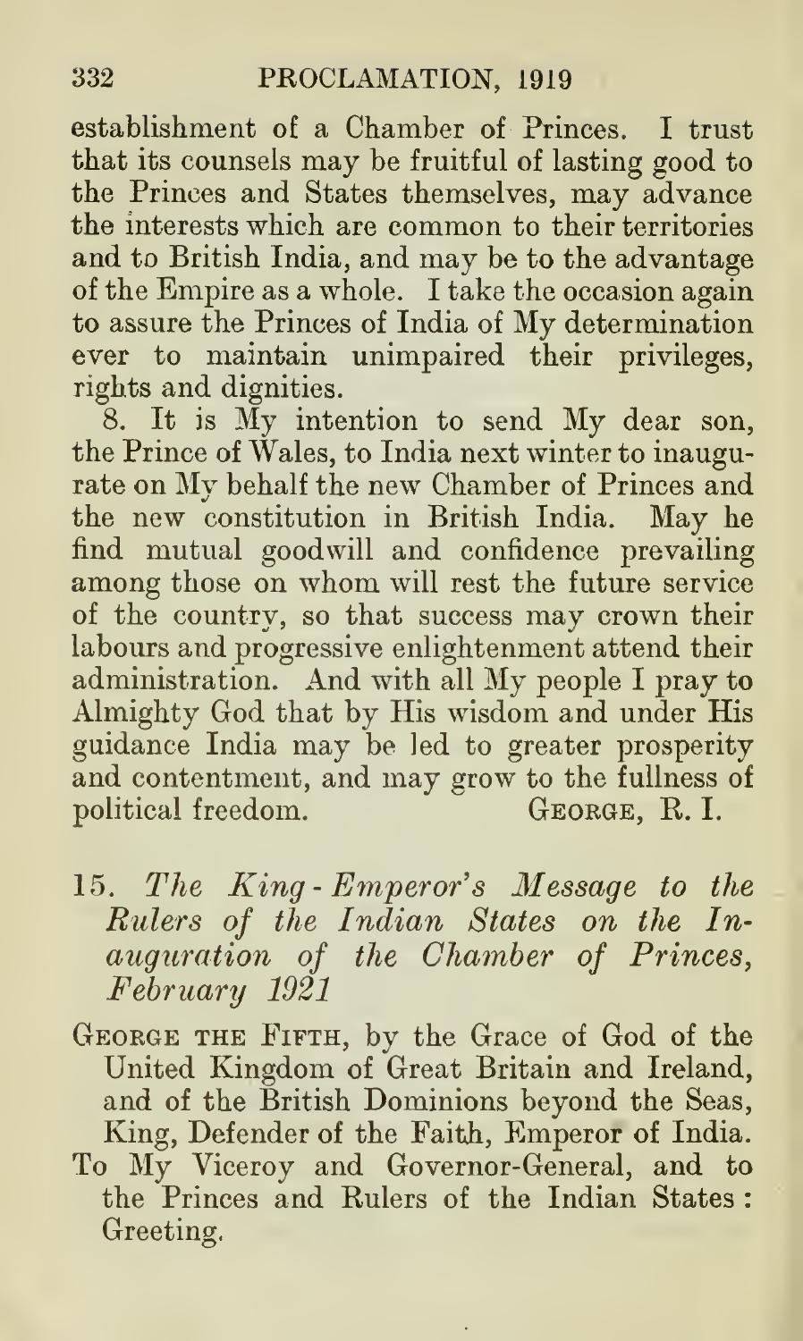establishment of a Chamber of Princes. I trust that its counsels may be fruitful of lasting good to the Princes and States themselves, may advance the interests which are common to their territories and to British India, and may be to the advantage of the Empire as a whole. I take the occasion again to assure the Princes of India of My determination ever to maintain unimpaired their privileges, rights and dignities.

8. It is My intention to send My dear son, the Prince of Wales, to India next winter to inaugurate on My behalf the new Chamber of Princes and the new constitution in British India. May he find mutual goodwill and confidence prevailing among those on whom will rest the future service of the country, so that success may crown their labours and progressive enlightenment attend their administration. And with all My people I pray to Almighty God that by His wisdom and under His guidance India may be led to greater prosperity and contentment, and may grow to the fullness of political freedom. GEORGE, R. I.

### 15. *The King-Emperor's Message to the Rulers of the Indian States on the Inauguration of the Chamber of Princes, February 1921*

GEORGE THE FIFTH, by the Grace of God of the United Kingdom of Great Britain and Ireland, and of the British Dominions beyond the Seas, King, Defender of the Faith, Emperor of India.

To My Viceroy and Governor-General, and to the Princes and Rulers of the Indian States: Greeting.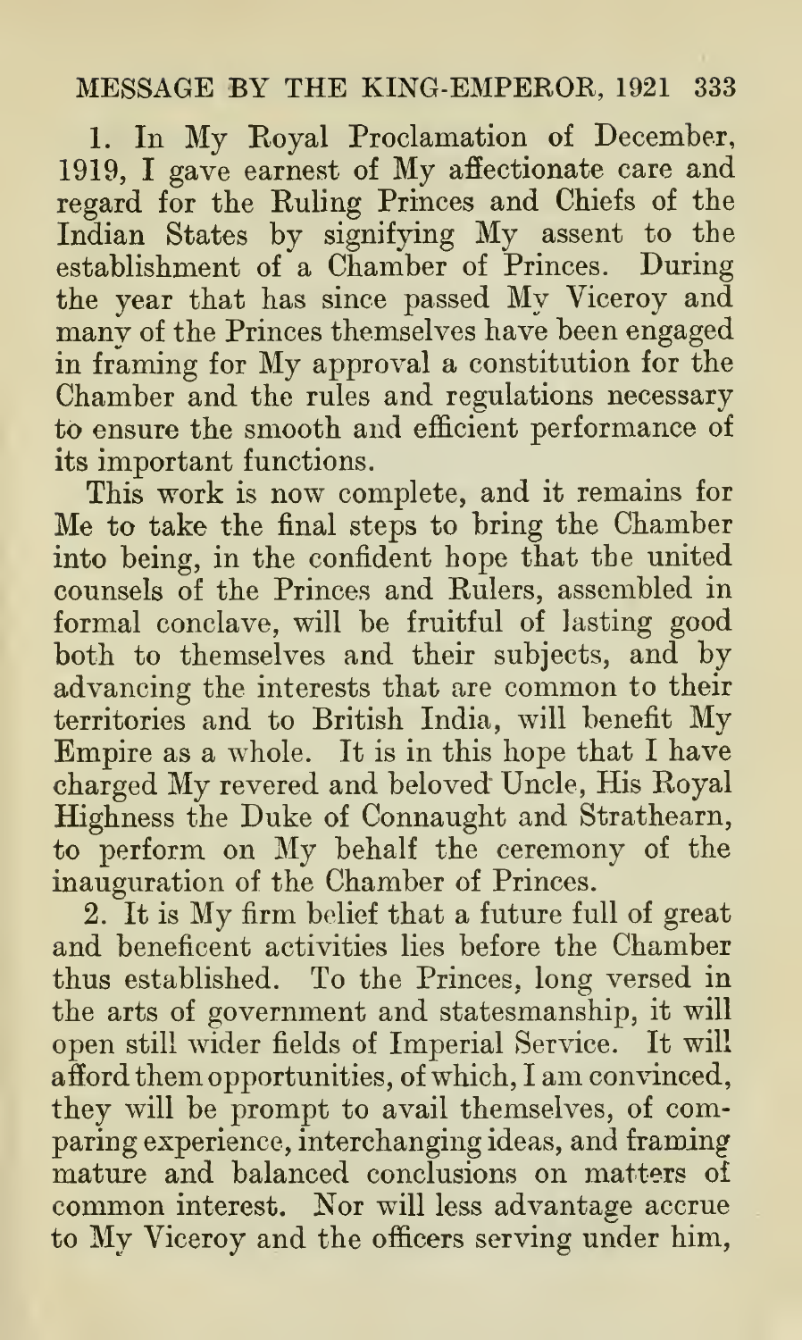1. In My Royal Proclamation of December, 1919, I gave earnest of My affectionate care and regard for the Ruling Princes and Chiefs of the Indian States by signifying My assent to the establishment of a Chamber of Princes. During the year that has since passed My Viceroy and many of the Princes themselves have been engaged in framing for My approval a constitution for the Chamber and the rules and regulations necessary to ensure the smooth and efficient performance of its important functions.

This work is now complete, and it remains for Me to take the final steps to bring the Chamber into being, in the confident hope that the united counsels of the Princes and Rulers, assembled in formal conclave, will be fruitful of lasting good both to themselves and their subjects, and by advancing the interests that are common to their territories and to British India, will benefit My Empire as a whole. It is in this hope that I have charged My revered and beloved Uncle, His Royal Highness the Duke of Connaught and Strathearn, to perform on My behalf the ceremony of the inauguration of the Chamber of Princes.

2. It is My firm belief that a future full of great and beneficent activities lies before the Chamber thus established. To the Princes, long versed in the arts of government and statesmanship, it will open still wider fields of Imperial Service. It will afford them opportunities, of which, I am convinced, they will be prompt to avail themselves, of comparing experience, interchanging ideas, and framing mature and balanced conclusions on matters of common interest. Nor will less advantage accrue to My Viceroy and the officers serving under him,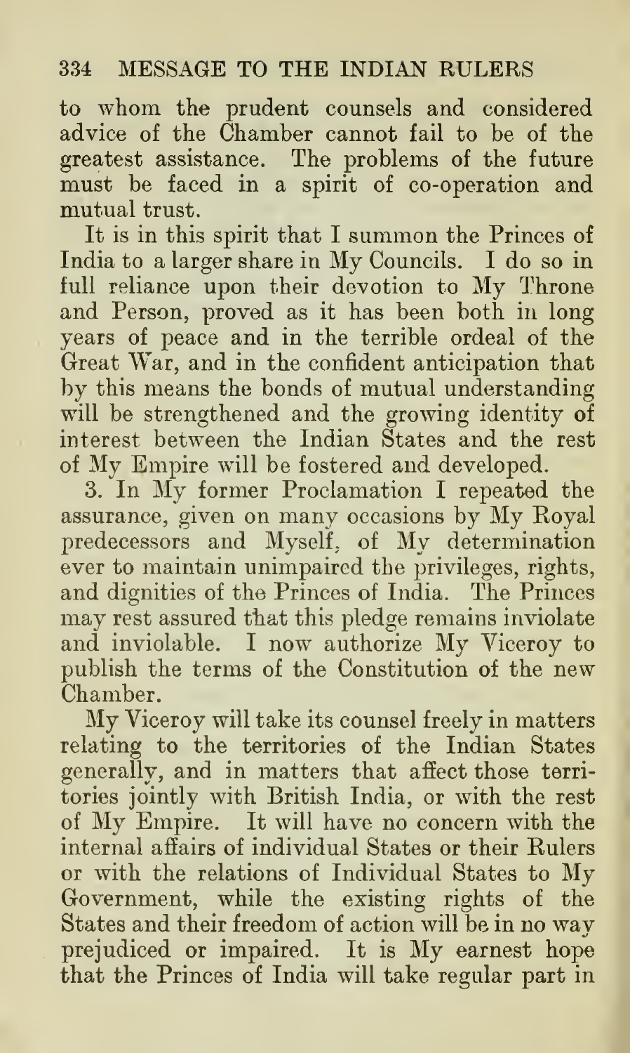to whom the prudent counsels and considered advice of the Chamber cannot fail to be of the greatest assistance. The problems of the future must be faced in a spirit of co-operation and mutual trust.

It is in this spirit that I summon the Princes of India to a larger share in My Councils. I do so in full reliance upon their devotion to My Throne and Person, proved as it has been both in long years of peace and in the terrible ordeal of the Great War, and in the confident anticipation that by this means the bonds of mutual understanding will be strengthened and the growing identity of interest between the Indian States and the rest of My Empire will be fostered and developed.

3. In My former Proclamation I repeated the assurance, given on many occasions by My Royal predecessors and Myself, of My determination ever to maintain unimpaired the privileges, rights, and dignities of the Princes of India. The Princes may rest assured that this pledge remains inviolate and inviolable. I now authorize My Viceroy to publish the terms of the Constitution of the new Chamber.

My Viceroy will take its counsel freely in matters relating to the territories of the Indian States generally, and in matters that affect those territories jointly with British India, or with the rest of My Empire. It will have no concern with the internal affairs of individual States or their Rulers or with the relations of Individual States to My Government, while the existing rights of the States and their freedom of action will be in no way prejudiced or impaired. It is My earnest hope that the Princes of India will take regular part in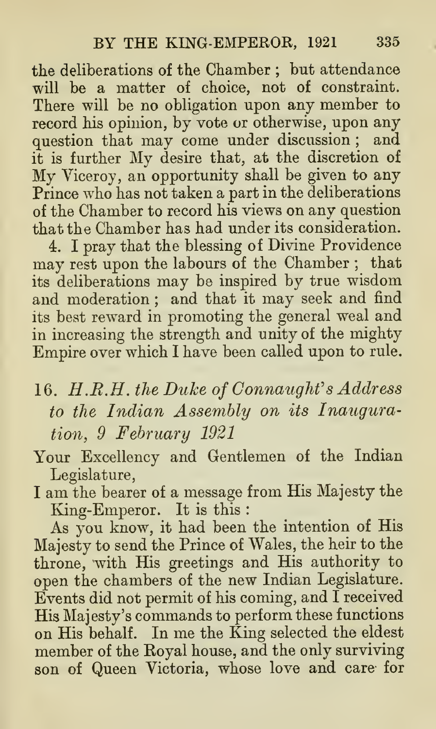the deliberations of the Chamber ; but attendance will be a matter of choice, not of constraint. There will be no obligation upon any member to record his opinion, by vote or otherwise, upon any question that may come under discussion ; and it is further My desire that, at the discretion of My Viceroy, an opportunity shall be given to any Prince who has not taken a part in the deliberations of the Chamber to record his views on any question that the Chamber has had under its consideration.

4. I pray that the blessing of Divine Providence may rest upon the labours of the Chamber ; that its deliberations may be inspired by true wisdom and moderation ; and that it may seek and find its best reward in promoting the general weal and in increasing the strength and unity of the mighty Empire over which I have been called upon to rule.

## 16. *H.R.H. the Duke of Connaught's Address to the Indian Assembly on its Inauguration, 9 February 1921*

Your Excellency and Gentlemen of the Indian Legislature,

I am the bearer of a message from His Majesty the King-Emperor. It is this :

As you know, it had been the intention of His Majesty to send the Prince of Wales, the heir to the throne, with His greetings and His authority to open the chambers of the new Indian Legislature. Events did not permit of his coming, and I received His Majesty's commands to perform these functions on His behalf. In me the King selected the eldest member of the Royal house, and the only surviving son of Queen Victoria, whose love and care for